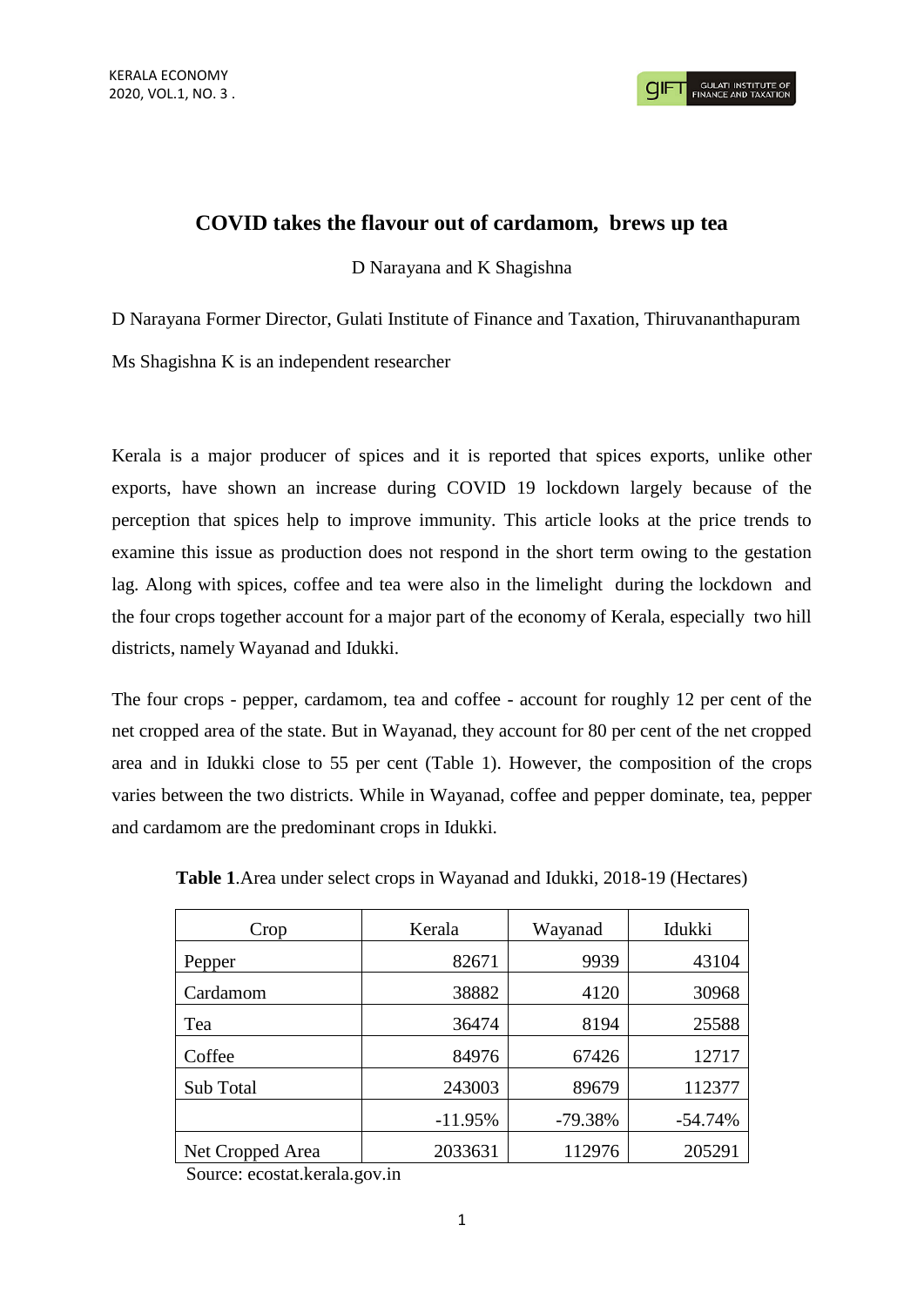# COVID takes the flavour out of cardamom, brews up tea

D Narayana and K Shagishna

D Narayana Former Director, Gulati Institute of Finance and Taxation, Thiruvananthapuram

Ms Shagishna K is an independent researcher

Kerala is a major producer of spices and it is reported that spices exports, unlike other exports, have shown an increase during COVID 19 lockdown largely because of the perception that spices help to improve immunity. This article looks at the price trends to examine this issue as production does not respond in the short term owing to the gestation lag. Along with spices, coffee and tea were also in the limelight during the lockdown and the four crops together account for a major part of the economy of Kerala, especially two hill districts, namely Wayanad and Idukki.

The four crops - pepper, cardamom, tea and coffee - account for roughly 12 per cent of the net cropped area of the state. But in Wayanad, they account for 80 per cent of the net cropped area and in Idukki close to 55 per cent (Table 1). However, the composition of the crops varies between the two districts. While in Wayanad, coffee and pepper dominate, tea, pepper and cardamom are the predominant crops in Idukki.

**Table 1**.Area under select crops in Wayanad and Idukki, 2018-19 (Hectares)

| Crop | Kerala | Wayanad | Idukki |
|---|---|---|---|
| Pepper | 82671 | 9939 | 43104 |
| Cardamom | 38882 | 4120 | 30968 |
| Tea | 36474 | 8194 | 25588 |
| Coffee | 84976 | 67426 | 12717 |
| Sub Total | 243003 | 89679 | 112377 |
| | -11.95% | -79.38% | -54.74% |
| Net Cropped Area | 2033631 | 112976 | 205291 |

Source: ecostat.kerala.gov.in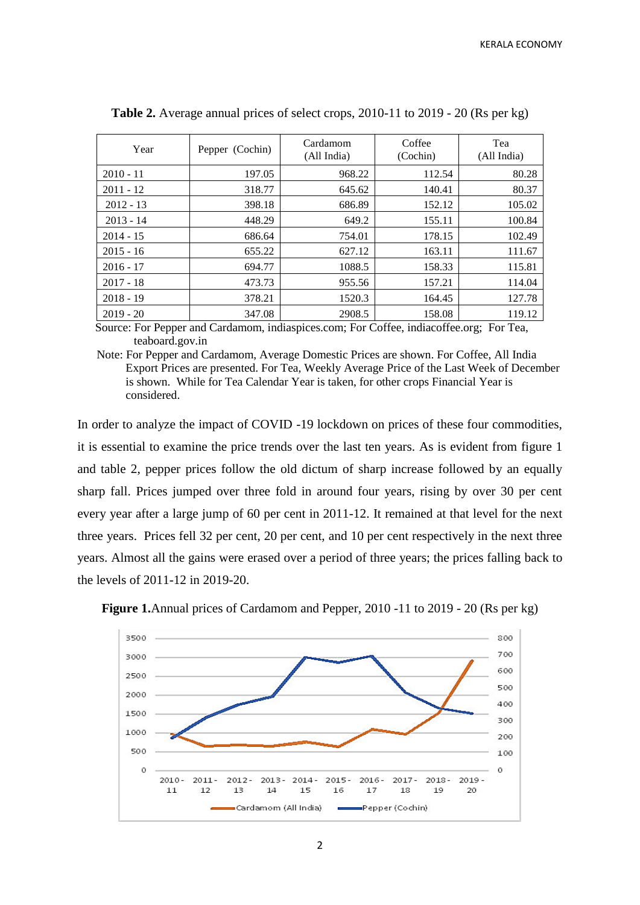**Table 2.** Average annual prices of select crops, 2010-11 to 2019 - 20 (Rs per kg)

| Year | Pepper (Cochin) | Cardamom (All India) | Coffee (Cochin) | Tea (All India) |
|---|---|---|---|---|
| 2010 - 11 | 197.05 | 968.22 | 112.54 | 80.28 |
| 2011 - 12 | 318.77 | 645.62 | 140.41 | 80.37 |
| 2012 - 13 | 398.18 | 686.89 | 152.12 | 105.02 |
| 2013 - 14 | 448.29 | 649.2 | 155.11 | 100.84 |
| 2014 - 15 | 686.64 | 754.01 | 178.15 | 102.49 |
| 2015 - 16 | 655.22 | 627.12 | 163.11 | 111.67 |
| 2016 - 17 | 694.77 | 1088.5 | 158.33 | 115.81 |
| 2017 - 18 | 473.73 | 955.56 | 157.21 | 114.04 |
| 2018 - 19 | 378.21 | 1520.3 | 164.45 | 127.78 |
| 2019 - 20 | 347.08 | 2908.5 | 158.08 | 119.12 |

Source: For Pepper and Cardamom, indiaspices.com; For Coffee, indiacoffee.org; For Tea, teaboard.gov.in

Note: For Pepper and Cardamom, Average Domestic Prices are shown. For Coffee, All India Export Prices are presented. For Tea, Weekly Average Price of the Last Week of December is shown. While for Tea Calendar Year is taken, for other crops Financial Year is considered.

In order to analyze the impact of COVID -19 lockdown on prices of these four commodities, it is essential to examine the price trends over the last ten years. As is evident from figure 1 and table 2, pepper prices follow the old dictum of sharp increase followed by an equally sharp fall. Prices jumped over three fold in around four years, rising by over 30 per cent every year after a large jump of 60 per cent in 2011-12. It remained at that level for the next three years. Prices fell 32 per cent, 20 per cent, and 10 per cent respectively in the next three years. Almost all the gains were erased over a period of three years; the prices falling back to the levels of 2011-12 in 2019-20.

**Figure 1.** Annual prices of Cardamom and Pepper, 2010 -11 to 2019 - 20 (Rs per kg)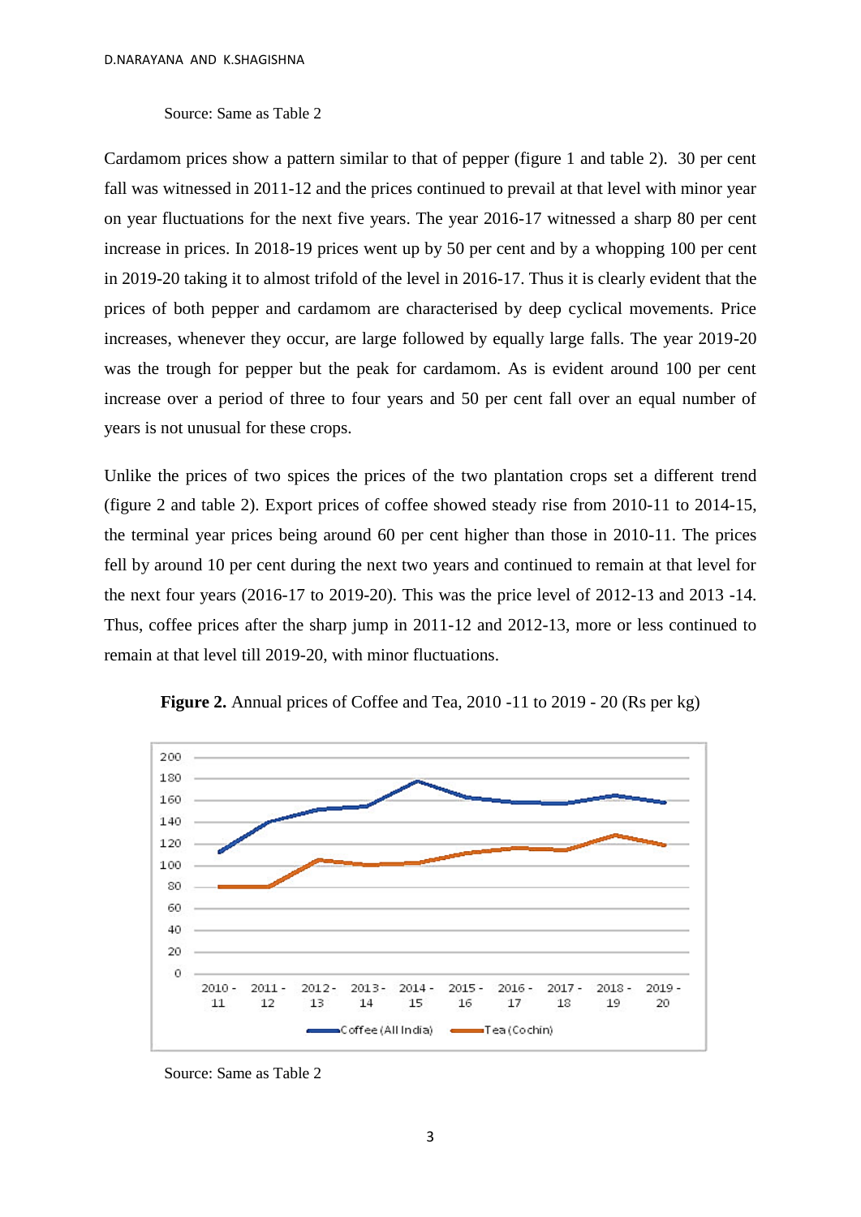Source: Same as Table 2

Cardamom prices show a pattern similar to that of pepper (figure 1 and table 2). 30 per cent fall was witnessed in 2011-12 and the prices continued to prevail at that level with minor year on year fluctuations for the next five years. The year 2016-17 witnessed a sharp 80 per cent increase in prices. In 2018-19 prices went up by 50 per cent and by a whopping 100 per cent in 2019-20 taking it to almost trifold of the level in 2016-17. Thus it is clearly evident that the prices of both pepper and cardamom are characterised by deep cyclical movements. Price increases, whenever they occur, are large followed by equally large falls. The year 2019-20 was the trough for pepper but the peak for cardamom. As is evident around 100 per cent increase over a period of three to four years and 50 per cent fall over an equal number of years is not unusual for these crops.

Unlike the prices of two spices the prices of the two plantation crops set a different trend (figure 2 and table 2). Export prices of coffee showed steady rise from 2010-11 to 2014-15, the terminal year prices being around 60 per cent higher than those in 2010-11. The prices fell by around 10 per cent during the next two years and continued to remain at that level for the next four years (2016-17 to 2019-20). This was the price level of 2012-13 and 2013 -14. Thus, coffee prices after the sharp jump in 2011-12 and 2012-13, more or less continued to remain at that level till 2019-20, with minor fluctuations.

**Figure 2.** Annual prices of Coffee and Tea, 2010 -11 to 2019 - 20 (Rs per kg)

Source: Same as Table 2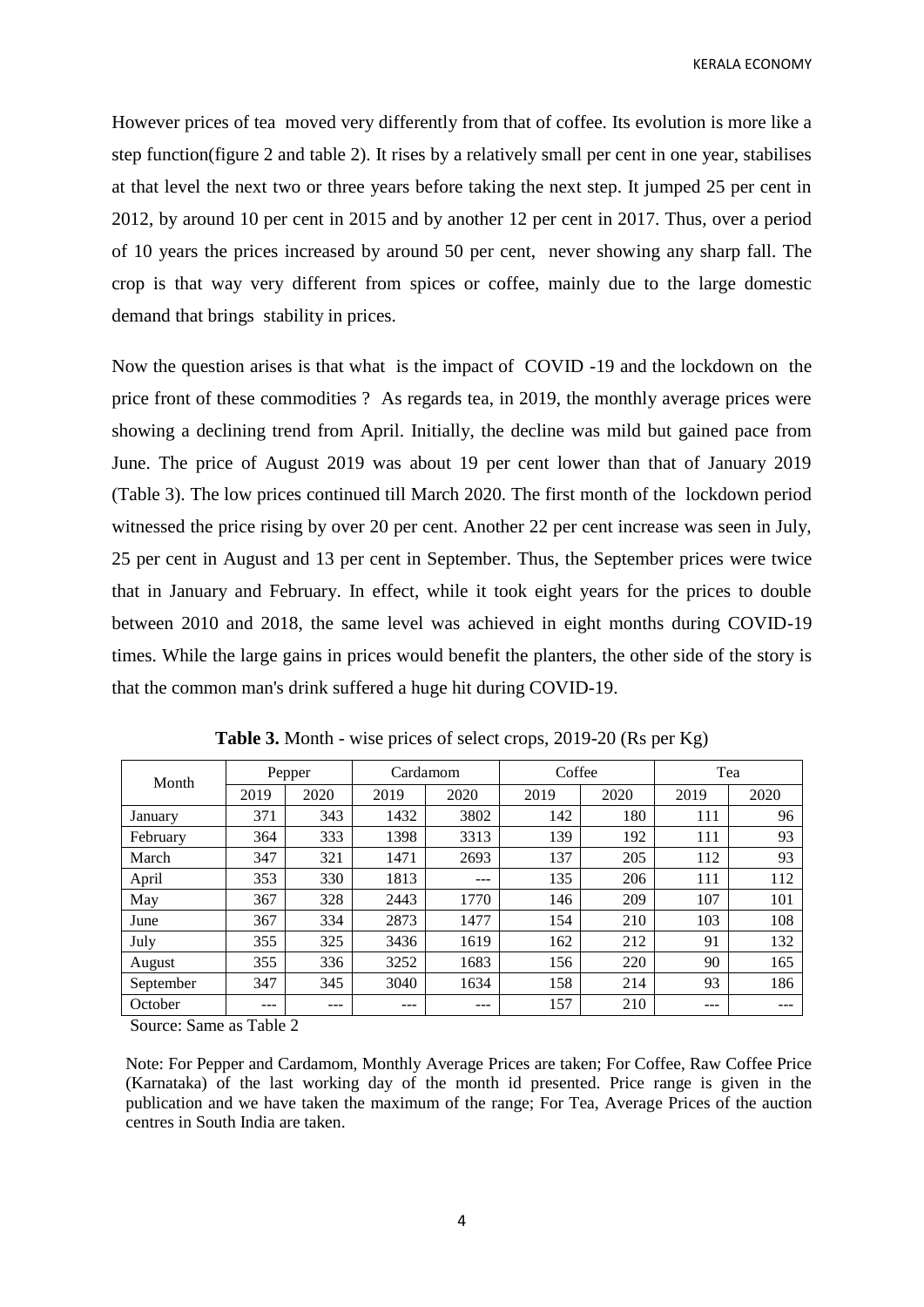However prices of tea moved very differently from that of coffee. Its evolution is more like a step function(figure 2 and table 2). It rises by a relatively small per cent in one year, stabilises at that level the next two or three years before taking the next step. It jumped 25 per cent in 2012, by around 10 per cent in 2015 and by another 12 per cent in 2017. Thus, over a period of 10 years the prices increased by around 50 per cent, never showing any sharp fall. The crop is that way very different from spices or coffee, mainly due to the large domestic demand that brings stability in prices.

Now the question arises is that what is the impact of COVID -19 and the lockdown on the price front of these commodities ? As regards tea, in 2019, the monthly average prices were showing a declining trend from April. Initially, the decline was mild but gained pace from June. The price of August 2019 was about 19 per cent lower than that of January 2019 (Table 3). The low prices continued till March 2020. The first month of the lockdown period witnessed the price rising by over 20 per cent. Another 22 per cent increase was seen in July, 25 per cent in August and 13 per cent in September. Thus, the September prices were twice that in January and February. In effect, while it took eight years for the prices to double between 2010 and 2018, the same level was achieved in eight months during COVID-19 times. While the large gains in prices would benefit the planters, the other side of the story is that the common man's drink suffered a huge hit during COVID-19.

**Table 3.** Month - wise prices of select crops, 2019-20 (Rs per Kg)

| Month | Pepper | | Cardamom | | Coffee | | Tea | |
|---|---|---|---|---|---|---|---|---|
| | 2019 | 2020 | 2019 | 2020 | 2019 | 2020 | 2019 | 2020 |
| January | 371 | 343 | 1432 | 3802 | 142 | 180 | 111 | 96 |
| February | 364 | 333 | 1398 | 3313 | 139 | 192 | 111 | 93 |
| March | 347 | 321 | 1471 | 2693 | 137 | 205 | 112 | 93 |
| April | 353 | 330 | 1813 | --- | 135 | 206 | 111 | 112 |
| May | 367 | 328 | 2443 | 1770 | 146 | 209 | 107 | 101 |
| June | 367 | 334 | 2873 | 1477 | 154 | 210 | 103 | 108 |
| July | 355 | 325 | 3436 | 1619 | 162 | 212 | 91 | 132 |
| August | 355 | 336 | 3252 | 1683 | 156 | 220 | 90 | 165 |
| September | 347 | 345 | 3040 | 1634 | 158 | 214 | 93 | 186 |
| October | --- | --- | --- | --- | 157 | 210 | --- | --- |

Source: Same as Table 2

Note: For Pepper and Cardamom, Monthly Average Prices are taken; For Coffee, Raw Coffee Price (Karnataka) of the last working day of the month id presented. Price range is given in the publication and we have taken the maximum of the range; For Tea, Average Prices of the auction centres in South India are taken.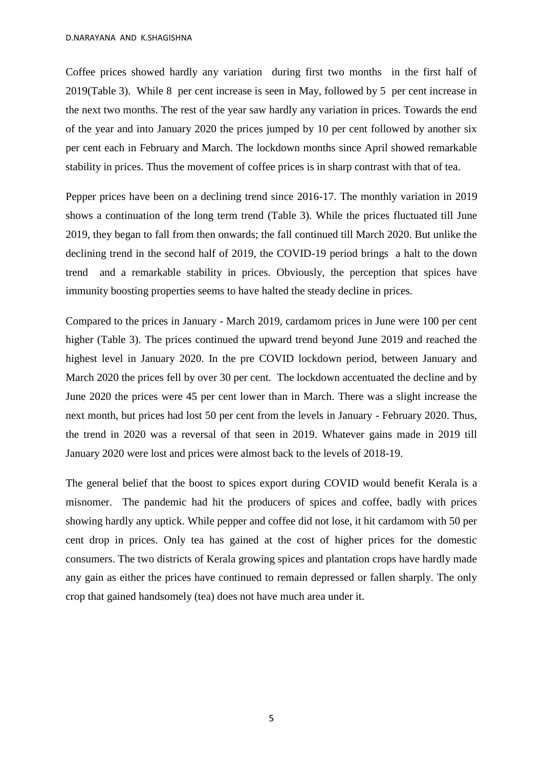Coffee prices showed hardly any variation during first two months in the first half of 2019(Table 3). While 8 per cent increase is seen in May, followed by 5 per cent increase in the next two months. The rest of the year saw hardly any variation in prices. Towards the end of the year and into January 2020 the prices jumped by 10 per cent followed by another six per cent each in February and March. The lockdown months since April showed remarkable stability in prices. Thus the movement of coffee prices is in sharp contrast with that of tea.

Pepper prices have been on a declining trend since 2016-17. The monthly variation in 2019 shows a continuation of the long term trend (Table 3). While the prices fluctuated till June 2019, they began to fall from then onwards; the fall continued till March 2020. But unlike the declining trend in the second half of 2019, the COVID-19 period brings a halt to the down trend and a remarkable stability in prices. Obviously, the perception that spices have immunity boosting properties seems to have halted the steady decline in prices.

Compared to the prices in January - March 2019, cardamom prices in June were 100 per cent higher (Table 3). The prices continued the upward trend beyond June 2019 and reached the highest level in January 2020. In the pre COVID lockdown period, between January and March 2020 the prices fell by over 30 per cent. The lockdown accentuated the decline and by June 2020 the prices were 45 per cent lower than in March. There was a slight increase the next month, but prices had lost 50 per cent from the levels in January - February 2020. Thus, the trend in 2020 was a reversal of that seen in 2019. Whatever gains made in 2019 till January 2020 were lost and prices were almost back to the levels of 2018-19.

The general belief that the boost to spices export during COVID would benefit Kerala is a misnomer. The pandemic had hit the producers of spices and coffee, badly with prices showing hardly any uptick. While pepper and coffee did not lose, it hit cardamom with 50 per cent drop in prices. Only tea has gained at the cost of higher prices for the domestic consumers. The two districts of Kerala growing spices and plantation crops have hardly made any gain as either the prices have continued to remain depressed or fallen sharply. The only crop that gained handsomely (tea) does not have much area under it.